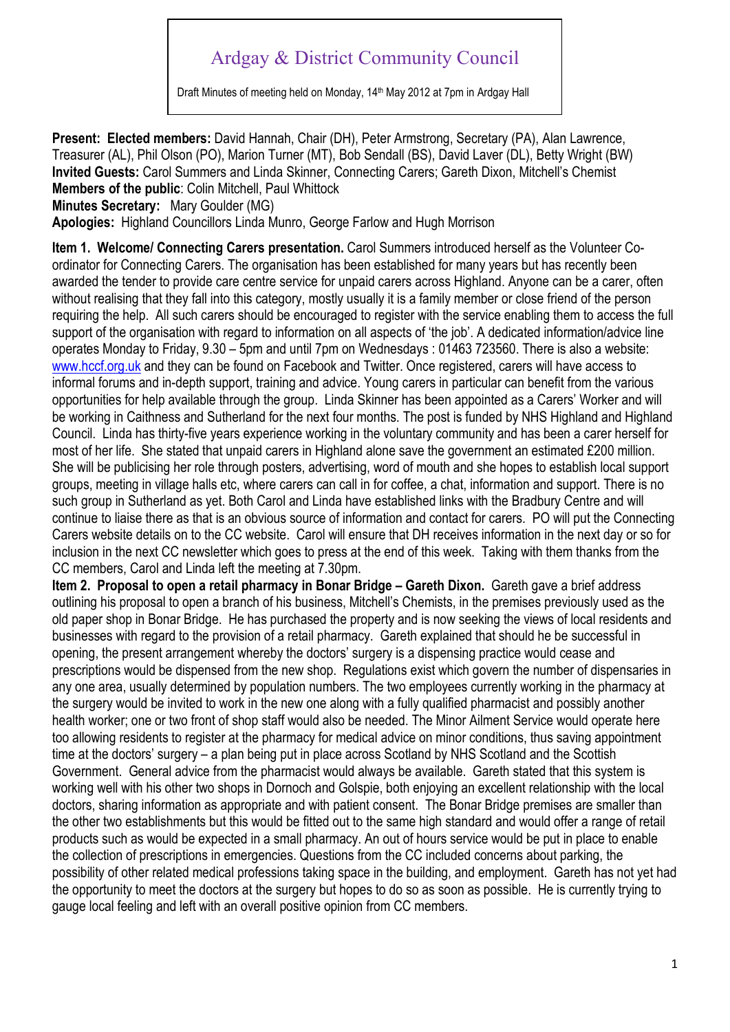# Ardgay & District Community Council

Draft Minutes of meeting held on Monday, 14th May 2012 at 7pm in Ardgay Hall

**Present: Elected members:** David Hannah, Chair (DH), Peter Armstrong, Secretary (PA), Alan Lawrence, Treasurer (AL), Phil Olson (PO), Marion Turner (MT), Bob Sendall (BS), David Laver (DL), Betty Wright (BW)
**Invited Guests:** Carol Summers and Linda Skinner, Connecting Carers; Gareth Dixon, Mitchell's Chemist
**Members of the public**: Colin Mitchell, Paul Whittock
**Minutes Secretary:** Mary Goulder (MG)
**Apologies:** Highland Councillors Linda Munro, George Farlow and Hugh Morrison

**Item 1. Welcome/ Connecting Carers presentation.** Carol Summers introduced herself as the Volunteer Co-ordinator for Connecting Carers. The organisation has been established for many years but has recently been awarded the tender to provide care centre service for unpaid carers across Highland. Anyone can be a carer, often without realising that they fall into this category, mostly usually it is a family member or close friend of the person requiring the help. All such carers should be encouraged to register with the service enabling them to access the full support of the organisation with regard to information on all aspects of 'the job'. A dedicated information/advice line operates Monday to Friday, 9.30 – 5pm and until 7pm on Wednesdays : 01463 723560. There is also a website: www.hccf.org.uk and they can be found on Facebook and Twitter. Once registered, carers will have access to informal forums and in-depth support, training and advice. Young carers in particular can benefit from the various opportunities for help available through the group. Linda Skinner has been appointed as a Carers' Worker and will be working in Caithness and Sutherland for the next four months. The post is funded by NHS Highland and Highland Council. Linda has thirty-five years experience working in the voluntary community and has been a carer herself for most of her life. She stated that unpaid carers in Highland alone save the government an estimated £200 million. She will be publicising her role through posters, advertising, word of mouth and she hopes to establish local support groups, meeting in village halls etc, where carers can call in for coffee, a chat, information and support. There is no such group in Sutherland as yet. Both Carol and Linda have established links with the Bradbury Centre and will continue to liaise there as that is an obvious source of information and contact for carers. PO will put the Connecting Carers website details on to the CC website. Carol will ensure that DH receives information in the next day or so for inclusion in the next CC newsletter which goes to press at the end of this week. Taking with them thanks from the CC members, Carol and Linda left the meeting at 7.30pm.

**Item 2. Proposal to open a retail pharmacy in Bonar Bridge – Gareth Dixon.** Gareth gave a brief address outlining his proposal to open a branch of his business, Mitchell's Chemists, in the premises previously used as the old paper shop in Bonar Bridge. He has purchased the property and is now seeking the views of local residents and businesses with regard to the provision of a retail pharmacy. Gareth explained that should he be successful in opening, the present arrangement whereby the doctors' surgery is a dispensing practice would cease and prescriptions would be dispensed from the new shop. Regulations exist which govern the number of dispensaries in any one area, usually determined by population numbers. The two employees currently working in the pharmacy at the surgery would be invited to work in the new one along with a fully qualified pharmacist and possibly another health worker; one or two front of shop staff would also be needed. The Minor Ailment Service would operate here too allowing residents to register at the pharmacy for medical advice on minor conditions, thus saving appointment time at the doctors' surgery – a plan being put in place across Scotland by NHS Scotland and the Scottish Government. General advice from the pharmacist would always be available. Gareth stated that this system is working well with his other two shops in Dornoch and Golspie, both enjoying an excellent relationship with the local doctors, sharing information as appropriate and with patient consent. The Bonar Bridge premises are smaller than the other two establishments but this would be fitted out to the same high standard and would offer a range of retail products such as would be expected in a small pharmacy. An out of hours service would be put in place to enable the collection of prescriptions in emergencies. Questions from the CC included concerns about parking, the possibility of other related medical professions taking space in the building, and employment. Gareth has not yet had the opportunity to meet the doctors at the surgery but hopes to do so as soon as possible. He is currently trying to gauge local feeling and left with an overall positive opinion from CC members.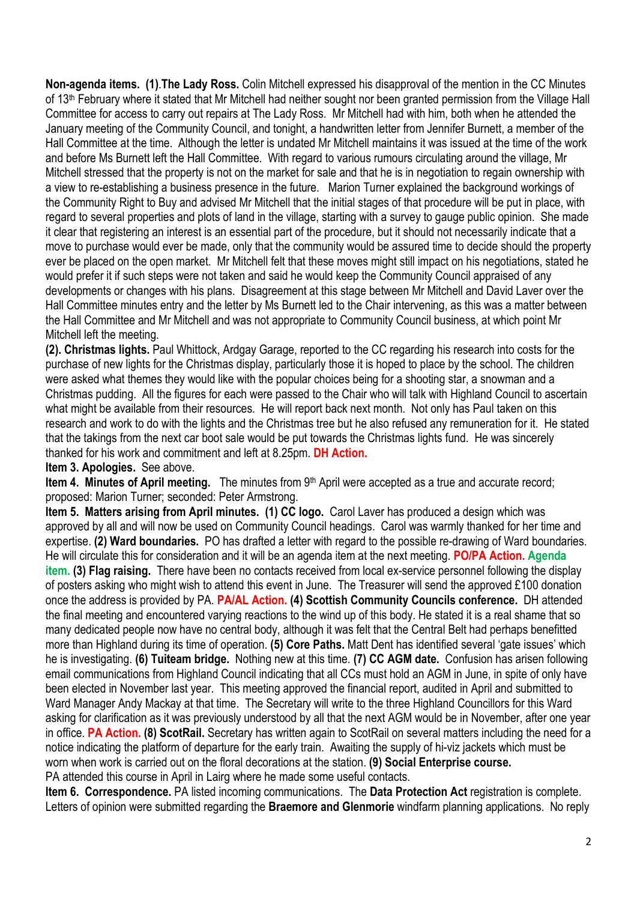**Non-agenda items. (1)**.**The Lady Ross.** Colin Mitchell expressed his disapproval of the mention in the CC Minutes of 13th February where it stated that Mr Mitchell had neither sought nor been granted permission from the Village Hall Committee for access to carry out repairs at The Lady Ross. Mr Mitchell had with him, both when he attended the January meeting of the Community Council, and tonight, a handwritten letter from Jennifer Burnett, a member of the Hall Committee at the time. Although the letter is undated Mr Mitchell maintains it was issued at the time of the work and before Ms Burnett left the Hall Committee. With regard to various rumours circulating around the village, Mr Mitchell stressed that the property is not on the market for sale and that he is in negotiation to regain ownership with a view to re-establishing a business presence in the future. Marion Turner explained the background workings of the Community Right to Buy and advised Mr Mitchell that the initial stages of that procedure will be put in place, with regard to several properties and plots of land in the village, starting with a survey to gauge public opinion. She made it clear that registering an interest is an essential part of the procedure, but it should not necessarily indicate that a move to purchase would ever be made, only that the community would be assured time to decide should the property ever be placed on the open market. Mr Mitchell felt that these moves might still impact on his negotiations, stated he would prefer it if such steps were not taken and said he would keep the Community Council appraised of any developments or changes with his plans. Disagreement at this stage between Mr Mitchell and David Laver over the Hall Committee minutes entry and the letter by Ms Burnett led to the Chair intervening, as this was a matter between the Hall Committee and Mr Mitchell and was not appropriate to Community Council business, at which point Mr Mitchell left the meeting.

**(2). Christmas lights.** Paul Whittock, Ardgay Garage, reported to the CC regarding his research into costs for the purchase of new lights for the Christmas display, particularly those it is hoped to place by the school. The children were asked what themes they would like with the popular choices being for a shooting star, a snowman and a Christmas pudding. All the figures for each were passed to the Chair who will talk with Highland Council to ascertain what might be available from their resources. He will report back next month. Not only has Paul taken on this research and work to do with the lights and the Christmas tree but he also refused any remuneration for it. He stated that the takings from the next car boot sale would be put towards the Christmas lights fund. He was sincerely thanked for his work and commitment and left at 8.25pm. **DH Action.**

**Item 3. Apologies.** See above.

**Item 4. Minutes of April meeting.** The minutes from 9th April were accepted as a true and accurate record; proposed: Marion Turner; seconded: Peter Armstrong.

**Item 5. Matters arising from April minutes. (1) CC logo.** Carol Laver has produced a design which was approved by all and will now be used on Community Council headings. Carol was warmly thanked for her time and expertise. **(2) Ward boundaries.** PO has drafted a letter with regard to the possible re-drawing of Ward boundaries. He will circulate this for consideration and it will be an agenda item at the next meeting. **PO/PA Action. Agenda item. (3) Flag raising.** There have been no contacts received from local ex-service personnel following the display of posters asking who might wish to attend this event in June. The Treasurer will send the approved £100 donation once the address is provided by PA. **PA/AL Action. (4) Scottish Community Councils conference.** DH attended the final meeting and encountered varying reactions to the wind up of this body. He stated it is a real shame that so many dedicated people now have no central body, although it was felt that the Central Belt had perhaps benefitted more than Highland during its time of operation. **(5) Core Paths.** Matt Dent has identified several 'gate issues' which he is investigating. **(6) Tuiteam bridge.** Nothing new at this time. **(7) CC AGM date.** Confusion has arisen following email communications from Highland Council indicating that all CCs must hold an AGM in June, in spite of only have been elected in November last year. This meeting approved the financial report, audited in April and submitted to Ward Manager Andy Mackay at that time. The Secretary will write to the three Highland Councillors for this Ward asking for clarification as it was previously understood by all that the next AGM would be in November, after one year in office. **PA Action. (8) ScotRail.** Secretary has written again to ScotRail on several matters including the need for a notice indicating the platform of departure for the early train. Awaiting the supply of hi-viz jackets which must be worn when work is carried out on the floral decorations at the station. **(9) Social Enterprise course.** PA attended this course in April in Lairg where he made some useful contacts.

**Item 6. Correspondence.** PA listed incoming communications. The **Data Protection Act** registration is complete. Letters of opinion were submitted regarding the **Braemore and Glenmorie** windfarm planning applications. No reply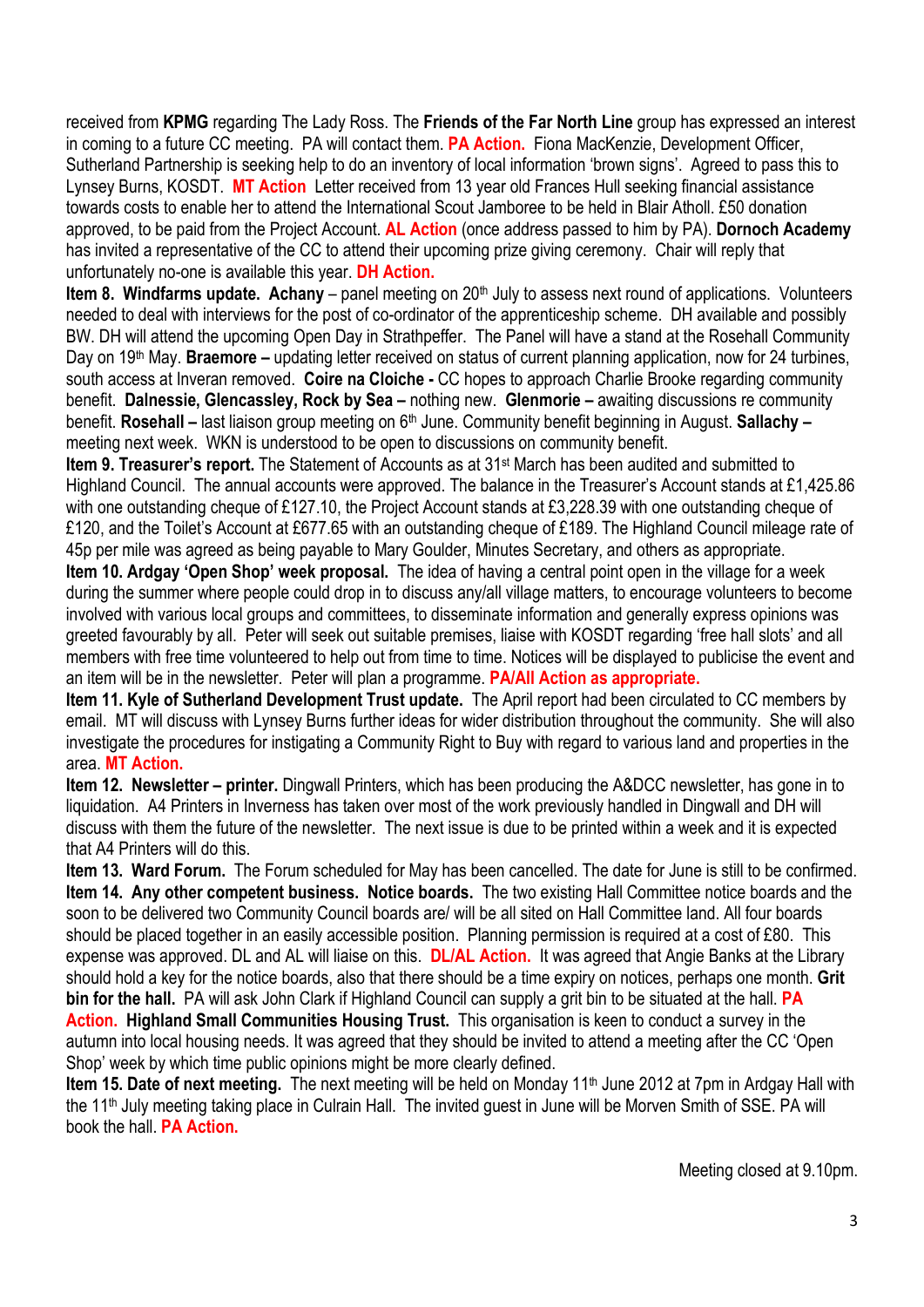received from **KPMG** regarding The Lady Ross. The **Friends of the Far North Line** group has expressed an interest in coming to a future CC meeting. PA will contact them. **PA Action.** Fiona MacKenzie, Development Officer, Sutherland Partnership is seeking help to do an inventory of local information 'brown signs'. Agreed to pass this to Lynsey Burns, KOSDT. **MT Action** Letter received from 13 year old Frances Hull seeking financial assistance towards costs to enable her to attend the International Scout Jamboree to be held in Blair Atholl. £50 donation approved, to be paid from the Project Account. **AL Action** (once address passed to him by PA). **Dornoch Academy** has invited a representative of the CC to attend their upcoming prize giving ceremony. Chair will reply that unfortunately no-one is available this year. **DH Action.**

**Item 8. Windfarms update. Achany** – panel meeting on 20th July to assess next round of applications. Volunteers needed to deal with interviews for the post of co-ordinator of the apprenticeship scheme. DH available and possibly BW. DH will attend the upcoming Open Day in Strathpeffer. The Panel will have a stand at the Rosehall Community Day on 19th May. **Braemore –** updating letter received on status of current planning application, now for 24 turbines, south access at Inveran removed. **Coire na Cloiche -** CC hopes to approach Charlie Brooke regarding community benefit. **Dalnessie, Glencassley, Rock by Sea –** nothing new. **Glenmorie –** awaiting discussions re community benefit. **Rosehall –** last liaison group meeting on 6th June. Community benefit beginning in August. **Sallachy –** meeting next week. WKN is understood to be open to discussions on community benefit.

**Item 9. Treasurer's report.** The Statement of Accounts as at 31st March has been audited and submitted to Highland Council. The annual accounts were approved. The balance in the Treasurer's Account stands at £1,425.86 with one outstanding cheque of £127.10, the Project Account stands at £3,228.39 with one outstanding cheque of £120, and the Toilet's Account at £677.65 with an outstanding cheque of £189. The Highland Council mileage rate of 45p per mile was agreed as being payable to Mary Goulder, Minutes Secretary, and others as appropriate.

**Item 10. Ardgay 'Open Shop' week proposal.** The idea of having a central point open in the village for a week during the summer where people could drop in to discuss any/all village matters, to encourage volunteers to become involved with various local groups and committees, to disseminate information and generally express opinions was greeted favourably by all. Peter will seek out suitable premises, liaise with KOSDT regarding 'free hall slots' and all members with free time volunteered to help out from time to time. Notices will be displayed to publicise the event and an item will be in the newsletter. Peter will plan a programme. **PA/All Action as appropriate.**

**Item 11. Kyle of Sutherland Development Trust update.** The April report had been circulated to CC members by email. MT will discuss with Lynsey Burns further ideas for wider distribution throughout the community. She will also investigate the procedures for instigating a Community Right to Buy with regard to various land and properties in the area. **MT Action.**

**Item 12. Newsletter – printer.** Dingwall Printers, which has been producing the A&DCC newsletter, has gone in to liquidation. A4 Printers in Inverness has taken over most of the work previously handled in Dingwall and DH will discuss with them the future of the newsletter. The next issue is due to be printed within a week and it is expected that A4 Printers will do this.

**Item 13. Ward Forum.** The Forum scheduled for May has been cancelled. The date for June is still to be confirmed.

**Item 14. Any other competent business. Notice boards.** The two existing Hall Committee notice boards and the soon to be delivered two Community Council boards are/ will be all sited on Hall Committee land. All four boards should be placed together in an easily accessible position. Planning permission is required at a cost of £80. This expense was approved. DL and AL will liaise on this. **DL/AL Action.** It was agreed that Angie Banks at the Library should hold a key for the notice boards, also that there should be a time expiry on notices, perhaps one month. **Grit bin for the hall.** PA will ask John Clark if Highland Council can supply a grit bin to be situated at the hall. **PA Action. Highland Small Communities Housing Trust.** This organisation is keen to conduct a survey in the autumn into local housing needs. It was agreed that they should be invited to attend a meeting after the CC 'Open Shop' week by which time public opinions might be more clearly defined.

**Item 15. Date of next meeting.** The next meeting will be held on Monday 11th June 2012 at 7pm in Ardgay Hall with the 11th July meeting taking place in Culrain Hall. The invited guest in June will be Morven Smith of SSE. PA will book the hall. **PA Action.**

Meeting closed at 9.10pm.